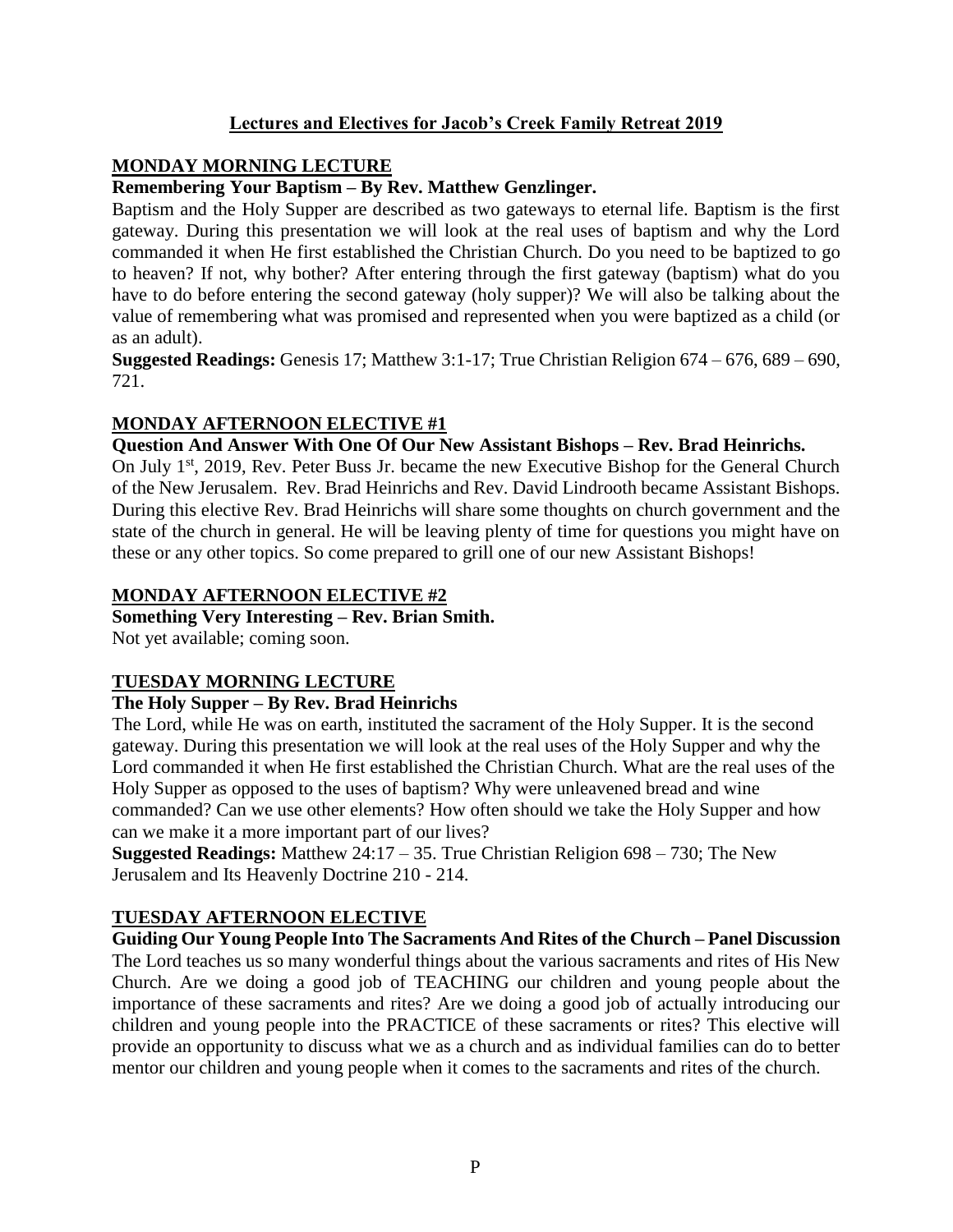# Lectures and Electives for Jacob's Creek Family Retreat 2019

## MONDAY MORNING LECTURE

**Remembering Your Baptism – By Rev. Matthew Genzlinger.**

Baptism and the Holy Supper are described as two gateways to eternal life. Baptism is the first gateway. During this presentation we will look at the real uses of baptism and why the Lord commanded it when He first established the Christian Church. Do you need to be baptized to go to heaven? If not, why bother? After entering through the first gateway (baptism) what do you have to do before entering the second gateway (holy supper)? We will also be talking about the value of remembering what was promised and represented when you were baptized as a child (or as an adult).

**Suggested Readings:** Genesis 17; Matthew 3:1-17; True Christian Religion 674 – 676, 689 – 690, 721.

## MONDAY AFTERNOON ELECTIVE #1

**Question And Answer With One Of Our New Assistant Bishops – Rev. Brad Heinrichs.**

On July 1st, 2019, Rev. Peter Buss Jr. became the new Executive Bishop for the General Church of the New Jerusalem. Rev. Brad Heinrichs and Rev. David Lindrooth became Assistant Bishops. During this elective Rev. Brad Heinrichs will share some thoughts on church government and the state of the church in general. He will be leaving plenty of time for questions you might have on these or any other topics. So come prepared to grill one of our new Assistant Bishops!

## MONDAY AFTERNOON ELECTIVE #2

**Something Very Interesting – Rev. Brian Smith.**

Not yet available; coming soon.

## TUESDAY MORNING LECTURE

**The Holy Supper – By Rev. Brad Heinrichs**

The Lord, while He was on earth, instituted the sacrament of the Holy Supper. It is the second gateway. During this presentation we will look at the real uses of the Holy Supper and why the Lord commanded it when He first established the Christian Church. What are the real uses of the Holy Supper as opposed to the uses of baptism? Why were unleavened bread and wine commanded? Can we use other elements? How often should we take the Holy Supper and how can we make it a more important part of our lives?

**Suggested Readings:** Matthew 24:17 – 35. True Christian Religion 698 – 730; The New Jerusalem and Its Heavenly Doctrine 210 - 214.

## TUESDAY AFTERNOON ELECTIVE

**Guiding Our Young People Into The Sacraments And Rites of the Church – Panel Discussion**

The Lord teaches us so many wonderful things about the various sacraments and rites of His New Church. Are we doing a good job of TEACHING our children and young people about the importance of these sacraments and rites? Are we doing a good job of actually introducing our children and young people into the PRACTICE of these sacraments or rites? This elective will provide an opportunity to discuss what we as a church and as individual families can do to better mentor our children and young people when it comes to the sacraments and rites of the church.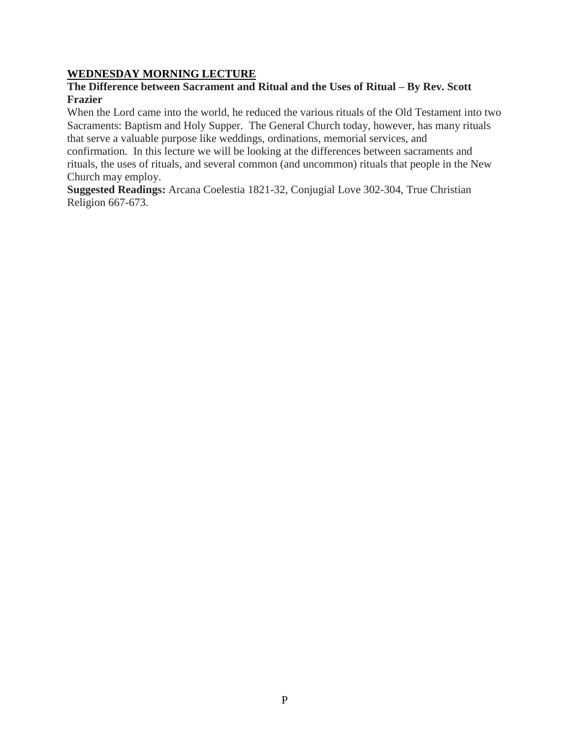**WEDNESDAY MORNING LECTURE**

**The Difference between Sacrament and Ritual and the Uses of Ritual – By Rev. Scott Frazier**

When the Lord came into the world, he reduced the various rituals of the Old Testament into two Sacraments: Baptism and Holy Supper. The General Church today, however, has many rituals that serve a valuable purpose like weddings, ordinations, memorial services, and confirmation. In this lecture we will be looking at the differences between sacraments and rituals, the uses of rituals, and several common (and uncommon) rituals that people in the New Church may employ.

**Suggested Readings:** Arcana Coelestia 1821-32, Conjugial Love 302-304, True Christian Religion 667-673.